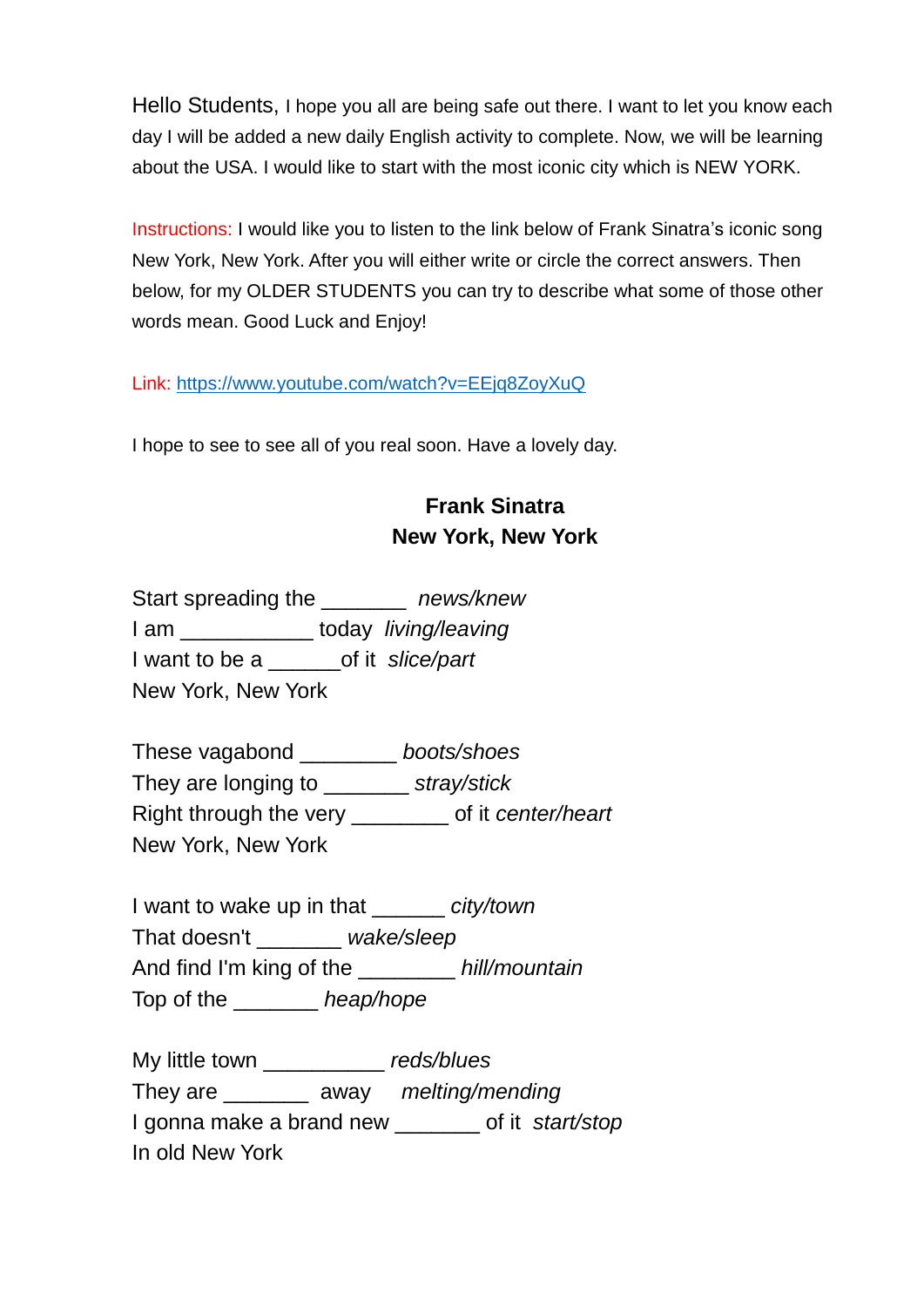Hello Students, I hope you all are being safe out there. I want to let you know each day I will be added a new daily English activity to complete. Now, we will be learning about the USA. I would like to start with the most iconic city which is NEW YORK.

Instructions: I would like you to listen to the link below of Frank Sinatra's iconic song New York, New York. After you will either write or circle the correct answers. Then below, for my OLDER STUDENTS you can try to describe what some of those other words mean. Good Luck and Enjoy!

Link: [https://www.youtube.com/watch?v=EEjq8ZoyXuQ](https://www.youtube.com/watch?v=EEjq8ZoyXuQ)

I hope to see to see all of you real soon. Have a lovely day.

**Frank Sinatra**
**New York, New York**

Start spreading the _______ *news/knew*
I am ___________ today *living/leaving*
I want to be a ______of it *slice/part*
New York, New York

These vagabond ________ *boots/shoes*
They are longing to _______ *stray/stick*
Right through the very ________ of it *center/heart*
New York, New York

I want to wake up in that ______ *city/town*
That doesn't _______ *wake/sleep*
And find I'm king of the ________ *hill/mountain*
Top of the _______ *heap/hope*

My little town __________ *reds/blues*
They are _______ away *melting/mending*
I gonna make a brand new _______ of it *start/stop*
In old New York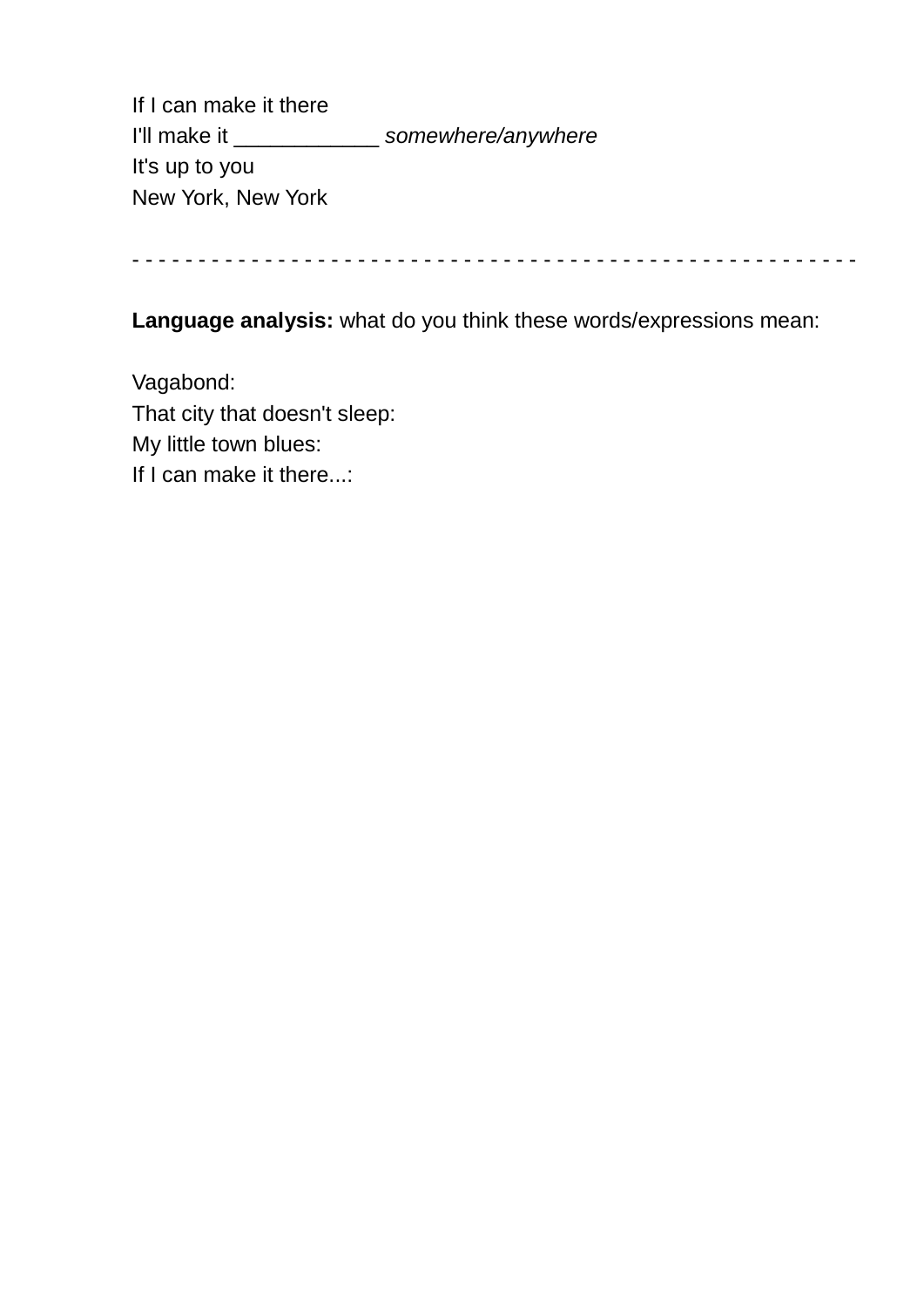If I can make it there
I'll make it ____________ *somewhere/anywhere*
It's up to you
New York, New York

- - - - - - - - - - - - - - - - - - - - - - - - - - - - - - - - - - - - - - - - - - - - - - - - - - - - - - - -

**Language analysis:** what do you think these words/expressions mean:

Vagabond:
That city that doesn't sleep:
My little town blues:
If I can make it there...: